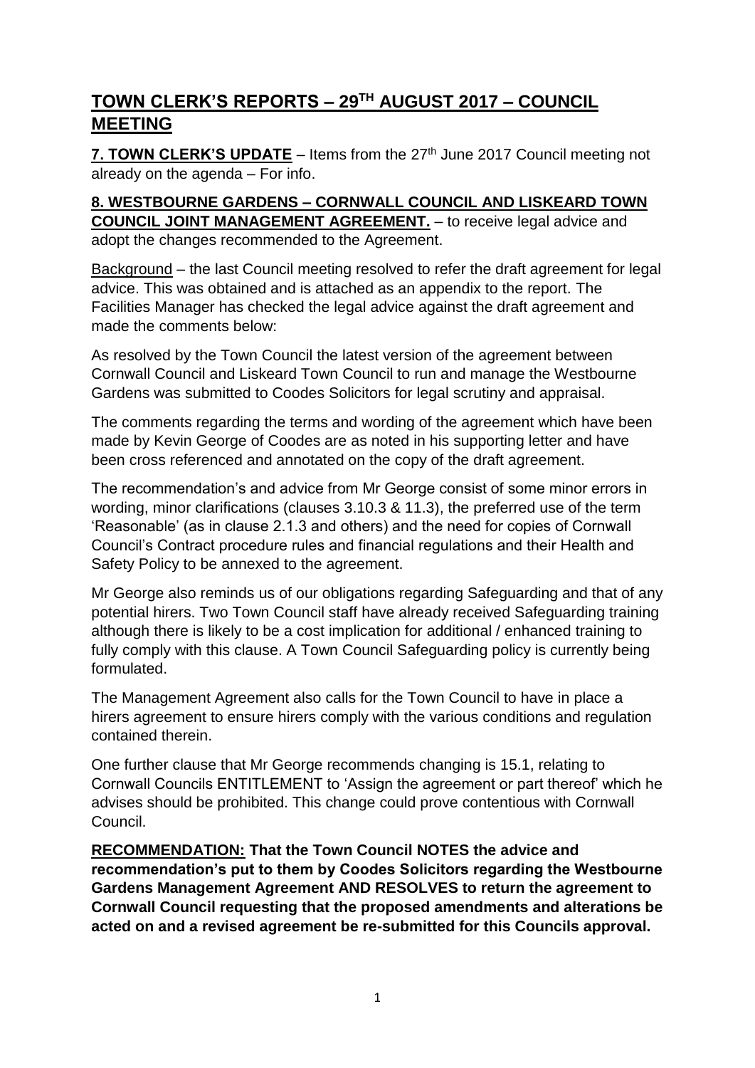# TOWN CLERK'S REPORTS – 29TH AUGUST 2017 – COUNCIL MEETING

**7. TOWN CLERK'S UPDATE** – Items from the 27th June 2017 Council meeting not already on the agenda – For info.

**8. WESTBOURNE GARDENS – CORNWALL COUNCIL AND LISKEARD TOWN COUNCIL JOINT MANAGEMENT AGREEMENT.** – to receive legal advice and adopt the changes recommended to the Agreement.

Background – the last Council meeting resolved to refer the draft agreement for legal advice. This was obtained and is attached as an appendix to the report. The Facilities Manager has checked the legal advice against the draft agreement and made the comments below:

As resolved by the Town Council the latest version of the agreement between Cornwall Council and Liskeard Town Council to run and manage the Westbourne Gardens was submitted to Coodes Solicitors for legal scrutiny and appraisal.

The comments regarding the terms and wording of the agreement which have been made by Kevin George of Coodes are as noted in his supporting letter and have been cross referenced and annotated on the copy of the draft agreement.

The recommendation's and advice from Mr George consist of some minor errors in wording, minor clarifications (clauses 3.10.3 & 11.3), the preferred use of the term 'Reasonable' (as in clause 2.1.3 and others) and the need for copies of Cornwall Council's Contract procedure rules and financial regulations and their Health and Safety Policy to be annexed to the agreement.

Mr George also reminds us of our obligations regarding Safeguarding and that of any potential hirers. Two Town Council staff have already received Safeguarding training although there is likely to be a cost implication for additional / enhanced training to fully comply with this clause. A Town Council Safeguarding policy is currently being formulated.

The Management Agreement also calls for the Town Council to have in place a hirers agreement to ensure hirers comply with the various conditions and regulation contained therein.

One further clause that Mr George recommends changing is 15.1, relating to Cornwall Councils ENTITLEMENT to 'Assign the agreement or part thereof' which he advises should be prohibited. This change could prove contentious with Cornwall Council.

**RECOMMENDATION: That the Town Council NOTES the advice and recommendation's put to them by Coodes Solicitors regarding the Westbourne Gardens Management Agreement AND RESOLVES to return the agreement to Cornwall Council requesting that the proposed amendments and alterations be acted on and a revised agreement be re-submitted for this Councils approval.**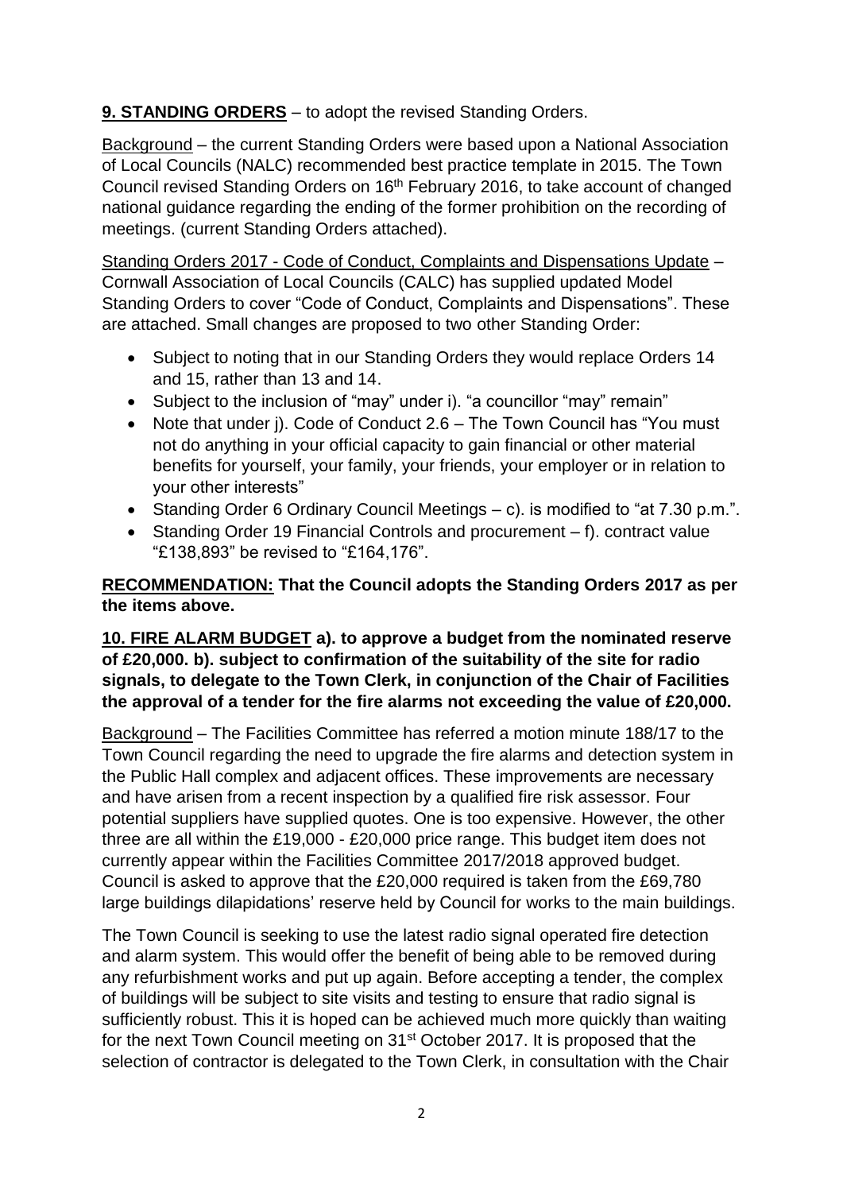**<u>9. STANDING ORDERS</u>** – to adopt the revised Standing Orders.

<u>Background</u> – the current Standing Orders were based upon a National Association of Local Councils (NALC) recommended best practice template in 2015. The Town Council revised Standing Orders on 16th February 2016, to take account of changed national guidance regarding the ending of the former prohibition on the recording of meetings. (current Standing Orders attached).

<u>Standing Orders 2017 - Code of Conduct, Complaints and Dispensations Update</u> – Cornwall Association of Local Councils (CALC) has supplied updated Model Standing Orders to cover "Code of Conduct, Complaints and Dispensations". These are attached. Small changes are proposed to two other Standing Order:

- Subject to noting that in our Standing Orders they would replace Orders 14 and 15, rather than 13 and 14.
- Subject to the inclusion of "may" under i). "a councillor "may" remain"
- Note that under j). Code of Conduct 2.6 – The Town Council has "You must not do anything in your official capacity to gain financial or other material benefits for yourself, your family, your friends, your employer or in relation to your other interests"
- Standing Order 6 Ordinary Council Meetings – c). is modified to "at 7.30 p.m.".
- Standing Order 19 Financial Controls and procurement – f). contract value "£138,893" be revised to "£164,176".

**<u>RECOMMENDATION:</u> That the Council adopts the Standing Orders 2017 as per the items above.**

**<u>10. FIRE ALARM BUDGET</u> a). to approve a budget from the nominated reserve of £20,000. b). subject to confirmation of the suitability of the site for radio signals, to delegate to the Town Clerk, in conjunction of the Chair of Facilities the approval of a tender for the fire alarms not exceeding the value of £20,000.**

<u>Background</u> – The Facilities Committee has referred a motion minute 188/17 to the Town Council regarding the need to upgrade the fire alarms and detection system in the Public Hall complex and adjacent offices. These improvements are necessary and have arisen from a recent inspection by a qualified fire risk assessor. Four potential suppliers have supplied quotes. One is too expensive. However, the other three are all within the £19,000 - £20,000 price range. This budget item does not currently appear within the Facilities Committee 2017/2018 approved budget. Council is asked to approve that the £20,000 required is taken from the £69,780 large buildings dilapidations' reserve held by Council for works to the main buildings.

The Town Council is seeking to use the latest radio signal operated fire detection and alarm system. This would offer the benefit of being able to be removed during any refurbishment works and put up again. Before accepting a tender, the complex of buildings will be subject to site visits and testing to ensure that radio signal is sufficiently robust. This it is hoped can be achieved much more quickly than waiting for the next Town Council meeting on 31st October 2017. It is proposed that the selection of contractor is delegated to the Town Clerk, in consultation with the Chair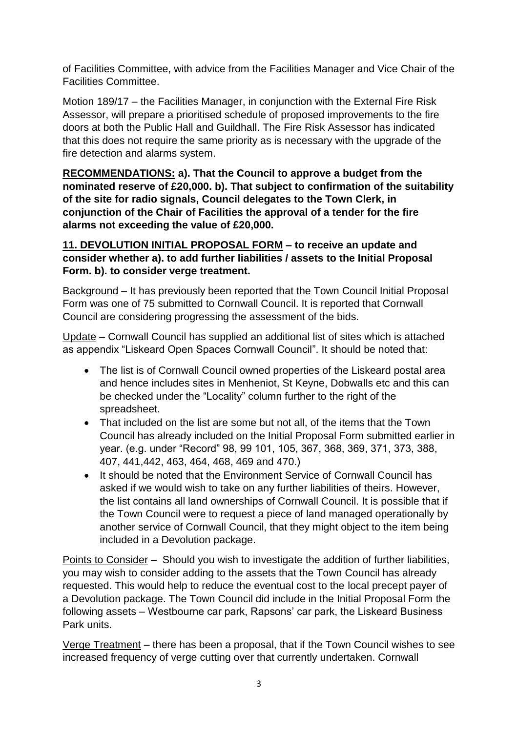of Facilities Committee, with advice from the Facilities Manager and Vice Chair of the Facilities Committee.

Motion 189/17 – the Facilities Manager, in conjunction with the External Fire Risk Assessor, will prepare a prioritised schedule of proposed improvements to the fire doors at both the Public Hall and Guildhall. The Fire Risk Assessor has indicated that this does not require the same priority as is necessary with the upgrade of the fire detection and alarms system.

**<u>RECOMMENDATIONS:</u> a). That the Council to approve a budget from the nominated reserve of £20,000. b). That subject to confirmation of the suitability of the site for radio signals, Council delegates to the Town Clerk, in conjunction of the Chair of Facilities the approval of a tender for the fire alarms not exceeding the value of £20,000.**

**<u>11. DEVOLUTION INITIAL PROPOSAL FORM</u> – to receive an update and consider whether a). to add further liabilities / assets to the Initial Proposal Form. b). to consider verge treatment.**

<u>Background</u> – It has previously been reported that the Town Council Initial Proposal Form was one of 75 submitted to Cornwall Council. It is reported that Cornwall Council are considering progressing the assessment of the bids.

<u>Update</u> – Cornwall Council has supplied an additional list of sites which is attached as appendix "Liskeard Open Spaces Cornwall Council". It should be noted that:

- The list is of Cornwall Council owned properties of the Liskeard postal area and hence includes sites in Menheniot, St Keyne, Dobwalls etc and this can be checked under the "Locality" column further to the right of the spreadsheet.
- That included on the list are some but not all, of the items that the Town Council has already included on the Initial Proposal Form submitted earlier in year. (e.g. under "Record" 98, 99 101, 105, 367, 368, 369, 371, 373, 388, 407, 441,442, 463, 464, 468, 469 and 470.)
- It should be noted that the Environment Service of Cornwall Council has asked if we would wish to take on any further liabilities of theirs. However, the list contains all land ownerships of Cornwall Council. It is possible that if the Town Council were to request a piece of land managed operationally by another service of Cornwall Council, that they might object to the item being included in a Devolution package.

<u>Points to Consider</u> – Should you wish to investigate the addition of further liabilities, you may wish to consider adding to the assets that the Town Council has already requested. This would help to reduce the eventual cost to the local precept payer of a Devolution package. The Town Council did include in the Initial Proposal Form the following assets – Westbourne car park, Rapsons' car park, the Liskeard Business Park units.

<u>Verge Treatment</u> – there has been a proposal, that if the Town Council wishes to see increased frequency of verge cutting over that currently undertaken. Cornwall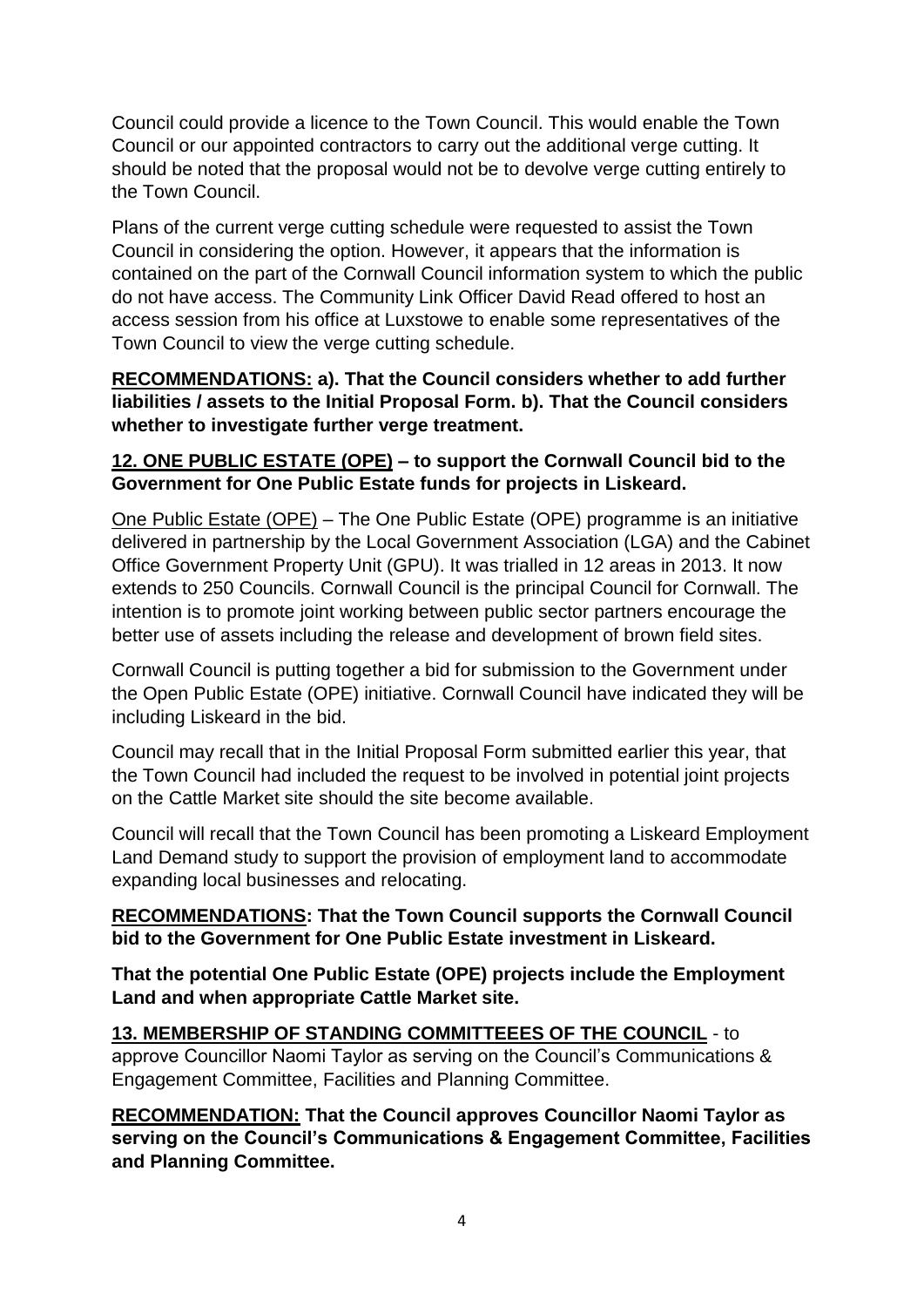Council could provide a licence to the Town Council. This would enable the Town Council or our appointed contractors to carry out the additional verge cutting. It should be noted that the proposal would not be to devolve verge cutting entirely to the Town Council.

Plans of the current verge cutting schedule were requested to assist the Town Council in considering the option. However, it appears that the information is contained on the part of the Cornwall Council information system to which the public do not have access. The Community Link Officer David Read offered to host an access session from his office at Luxstowe to enable some representatives of the Town Council to view the verge cutting schedule.

**RECOMMENDATIONS: a). That the Council considers whether to add further liabilities / assets to the Initial Proposal Form. b). That the Council considers whether to investigate further verge treatment.**

**12. ONE PUBLIC ESTATE (OPE) – to support the Cornwall Council bid to the Government for One Public Estate funds for projects in Liskeard.**

One Public Estate (OPE) – The One Public Estate (OPE) programme is an initiative delivered in partnership by the Local Government Association (LGA) and the Cabinet Office Government Property Unit (GPU). It was trialled in 12 areas in 2013. It now extends to 250 Councils. Cornwall Council is the principal Council for Cornwall. The intention is to promote joint working between public sector partners encourage the better use of assets including the release and development of brown field sites.

Cornwall Council is putting together a bid for submission to the Government under the Open Public Estate (OPE) initiative. Cornwall Council have indicated they will be including Liskeard in the bid.

Council may recall that in the Initial Proposal Form submitted earlier this year, that the Town Council had included the request to be involved in potential joint projects on the Cattle Market site should the site become available.

Council will recall that the Town Council has been promoting a Liskeard Employment Land Demand study to support the provision of employment land to accommodate expanding local businesses and relocating.

**RECOMMENDATIONS: That the Town Council supports the Cornwall Council bid to the Government for One Public Estate investment in Liskeard.**

**That the potential One Public Estate (OPE) projects include the Employment Land and when appropriate Cattle Market site.**

**13. MEMBERSHIP OF STANDING COMMITTEEES OF THE COUNCIL** - to approve Councillor Naomi Taylor as serving on the Council's Communications & Engagement Committee, Facilities and Planning Committee.

**RECOMMENDATION: That the Council approves Councillor Naomi Taylor as serving on the Council's Communications & Engagement Committee, Facilities and Planning Committee.**